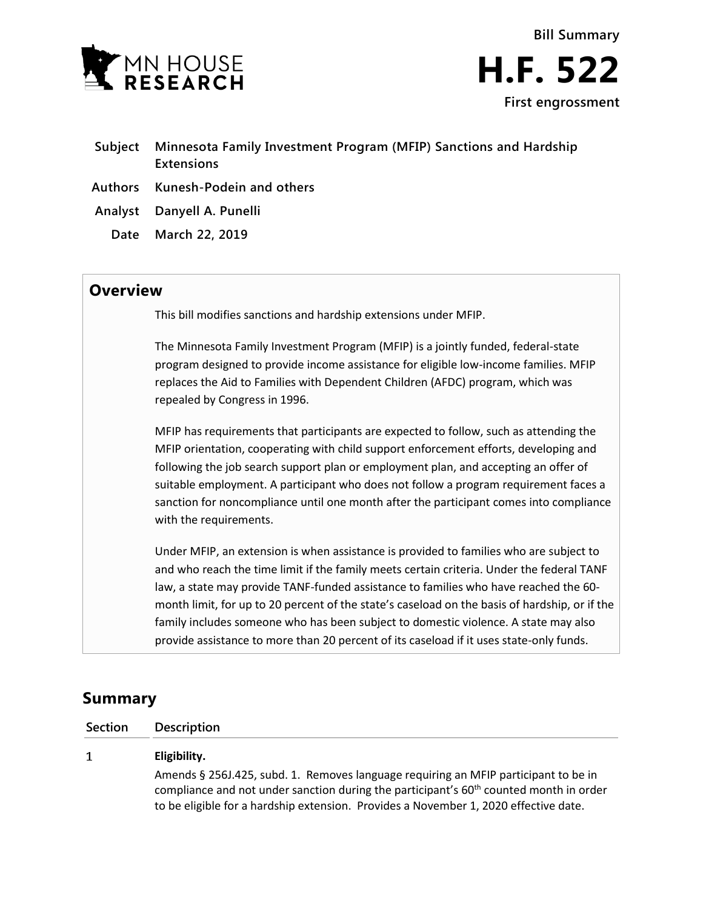MN HOUSE RESEARCH

**Bill Summary**

# H.F. 522

**First engrossment**

| | |
|---|---|
| **Subject** | **Minnesota Family Investment Program (MFIP) Sanctions and Hardship Extensions** |
| **Authors** | **Kunesh-Podein and others** |
| **Analyst** | **Danyell A. Punelli** |
| **Date** | **March 22, 2019** |

## Overview

This bill modifies sanctions and hardship extensions under MFIP.

The Minnesota Family Investment Program (MFIP) is a jointly funded, federal-state program designed to provide income assistance for eligible low-income families. MFIP replaces the Aid to Families with Dependent Children (AFDC) program, which was repealed by Congress in 1996.

MFIP has requirements that participants are expected to follow, such as attending the MFIP orientation, cooperating with child support enforcement efforts, developing and following the job search support plan or employment plan, and accepting an offer of suitable employment. A participant who does not follow a program requirement faces a sanction for noncompliance until one month after the participant comes into compliance with the requirements.

Under MFIP, an extension is when assistance is provided to families who are subject to and who reach the time limit if the family meets certain criteria. Under the federal TANF law, a state may provide TANF-funded assistance to families who have reached the 60-month limit, for up to 20 percent of the state's caseload on the basis of hardship, or if the family includes someone who has been subject to domestic violence. A state may also provide assistance to more than 20 percent of its caseload if it uses state-only funds.

## Summary

| Section | Description |
|---|---|
| 1 | **Eligibility.** Amends § 256J.425, subd. 1. Removes language requiring an MFIP participant to be in compliance and not under sanction during the participant's 60th counted month in order to be eligible for a hardship extension. Provides a November 1, 2020 effective date. |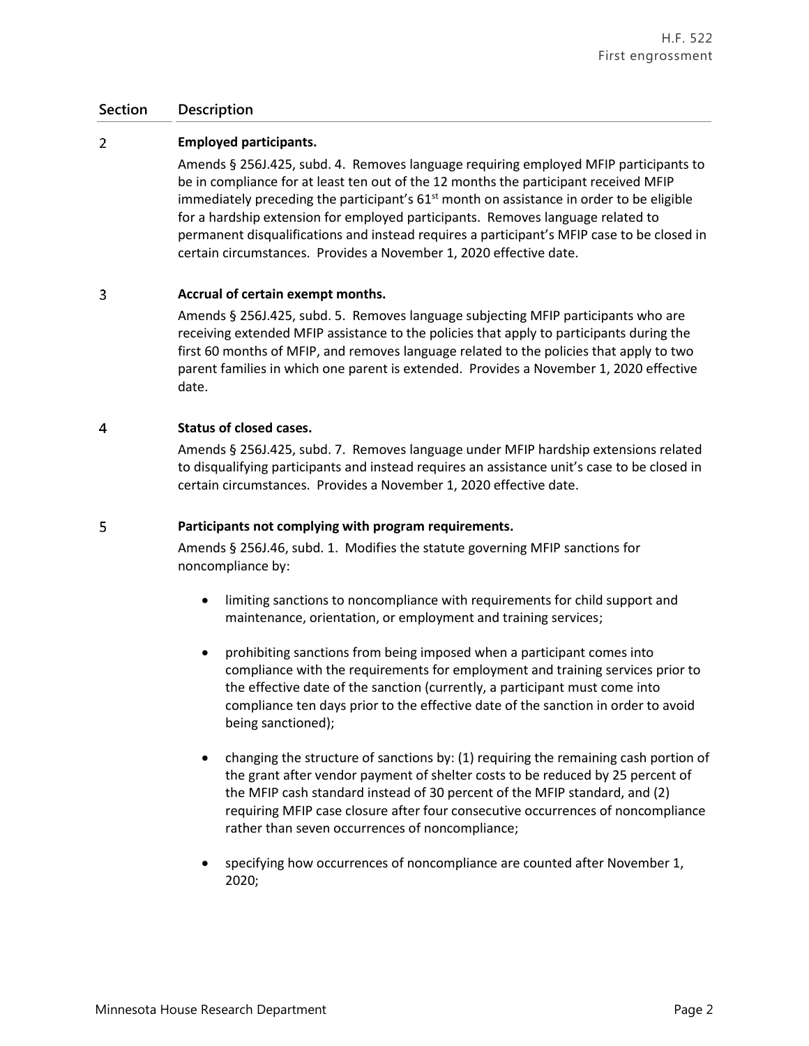| Section | Description |
|---|---|
| 2 | **Employed participants.**<br>Amends § 256J.425, subd. 4. Removes language requiring employed MFIP participants to be in compliance for at least ten out of the 12 months the participant received MFIP immediately preceding the participant's 61st month on assistance in order to be eligible for a hardship extension for employed participants. Removes language related to permanent disqualifications and instead requires a participant's MFIP case to be closed in certain circumstances. Provides a November 1, 2020 effective date. |
| 3 | **Accrual of certain exempt months.**<br>Amends § 256J.425, subd. 5. Removes language subjecting MFIP participants who are receiving extended MFIP assistance to the policies that apply to participants during the first 60 months of MFIP, and removes language related to the policies that apply to two parent families in which one parent is extended. Provides a November 1, 2020 effective date. |
| 4 | **Status of closed cases.**<br>Amends § 256J.425, subd. 7. Removes language under MFIP hardship extensions related to disqualifying participants and instead requires an assistance unit's case to be closed in certain circumstances. Provides a November 1, 2020 effective date. |
| 5 | **Participants not complying with program requirements.**<br>Amends § 256J.46, subd. 1. Modifies the statute governing MFIP sanctions for noncompliance by:<br>• limiting sanctions to noncompliance with requirements for child support and maintenance, orientation, or employment and training services;<br>• prohibiting sanctions from being imposed when a participant comes into compliance with the requirements for employment and training services prior to the effective date of the sanction (currently, a participant must come into compliance ten days prior to the effective date of the sanction in order to avoid being sanctioned);<br>• changing the structure of sanctions by: (1) requiring the remaining cash portion of the grant after vendor payment of shelter costs to be reduced by 25 percent of the MFIP cash standard instead of 30 percent of the MFIP standard, and (2) requiring MFIP case closure after four consecutive occurrences of noncompliance rather than seven occurrences of noncompliance;<br>• specifying how occurrences of noncompliance are counted after November 1, 2020; |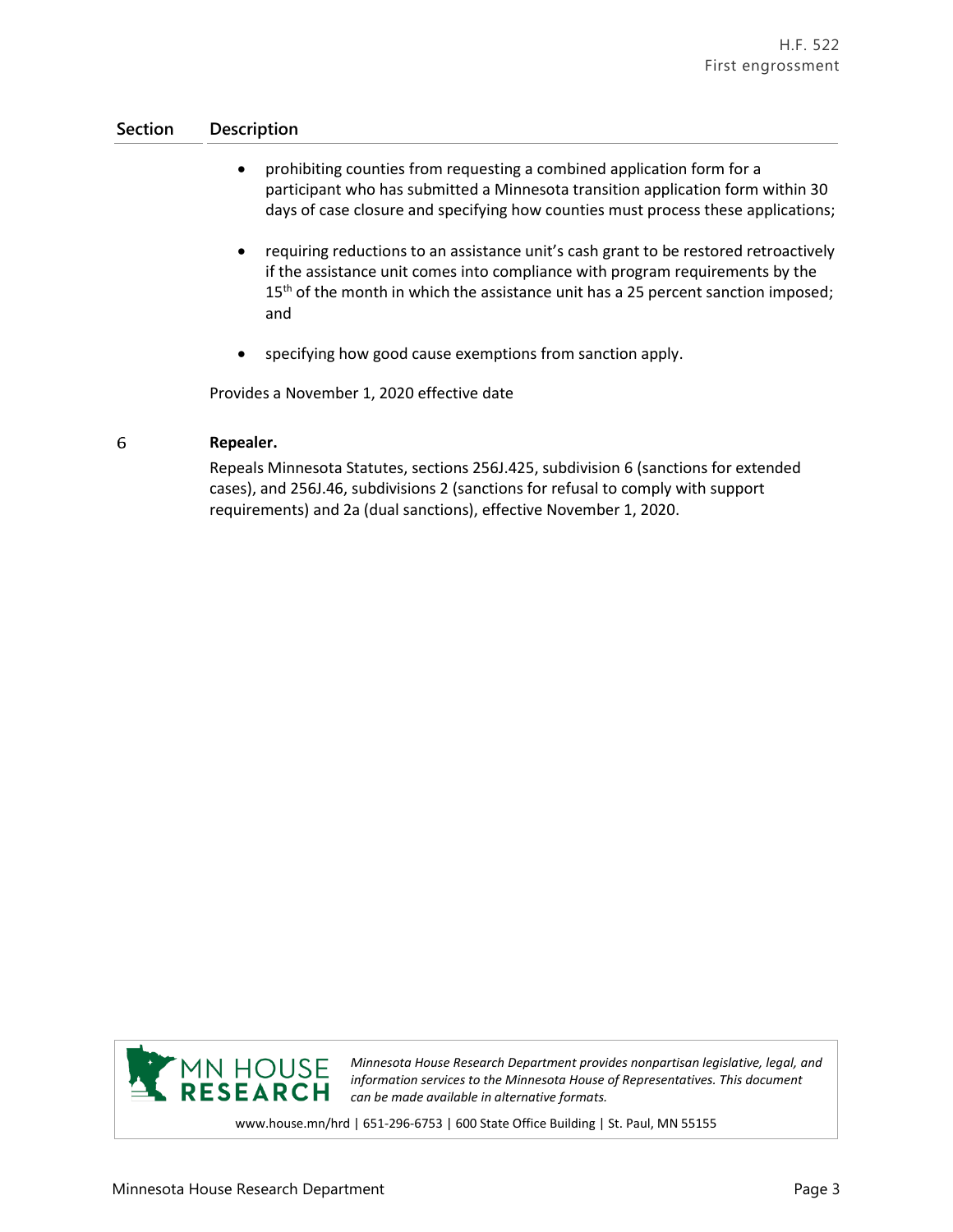| Section | Description |
|---|---|
| | • prohibiting counties from requesting a combined application form for a participant who has submitted a Minnesota transition application form within 30 days of case closure and specifying how counties must process these applications;<br><br>• requiring reductions to an assistance unit's cash grant to be restored retroactively if the assistance unit comes into compliance with program requirements by the 15th of the month in which the assistance unit has a 25 percent sanction imposed; and<br><br>• specifying how good cause exemptions from sanction apply.<br><br>Provides a November 1, 2020 effective date |
| 6 | **Repealer.**<br><br>Repeals Minnesota Statutes, sections 256J.425, subdivision 6 (sanctions for extended cases), and 256J.46, subdivisions 2 (sanctions for refusal to comply with support requirements) and 2a (dual sanctions), effective November 1, 2020. |

MN HOUSE RESEARCH

*Minnesota House Research Department provides nonpartisan legislative, legal, and information services to the Minnesota House of Representatives. This document can be made available in alternative formats.*

www.house.mn/hrd | 651-296-6753 | 600 State Office Building | St. Paul, MN 55155